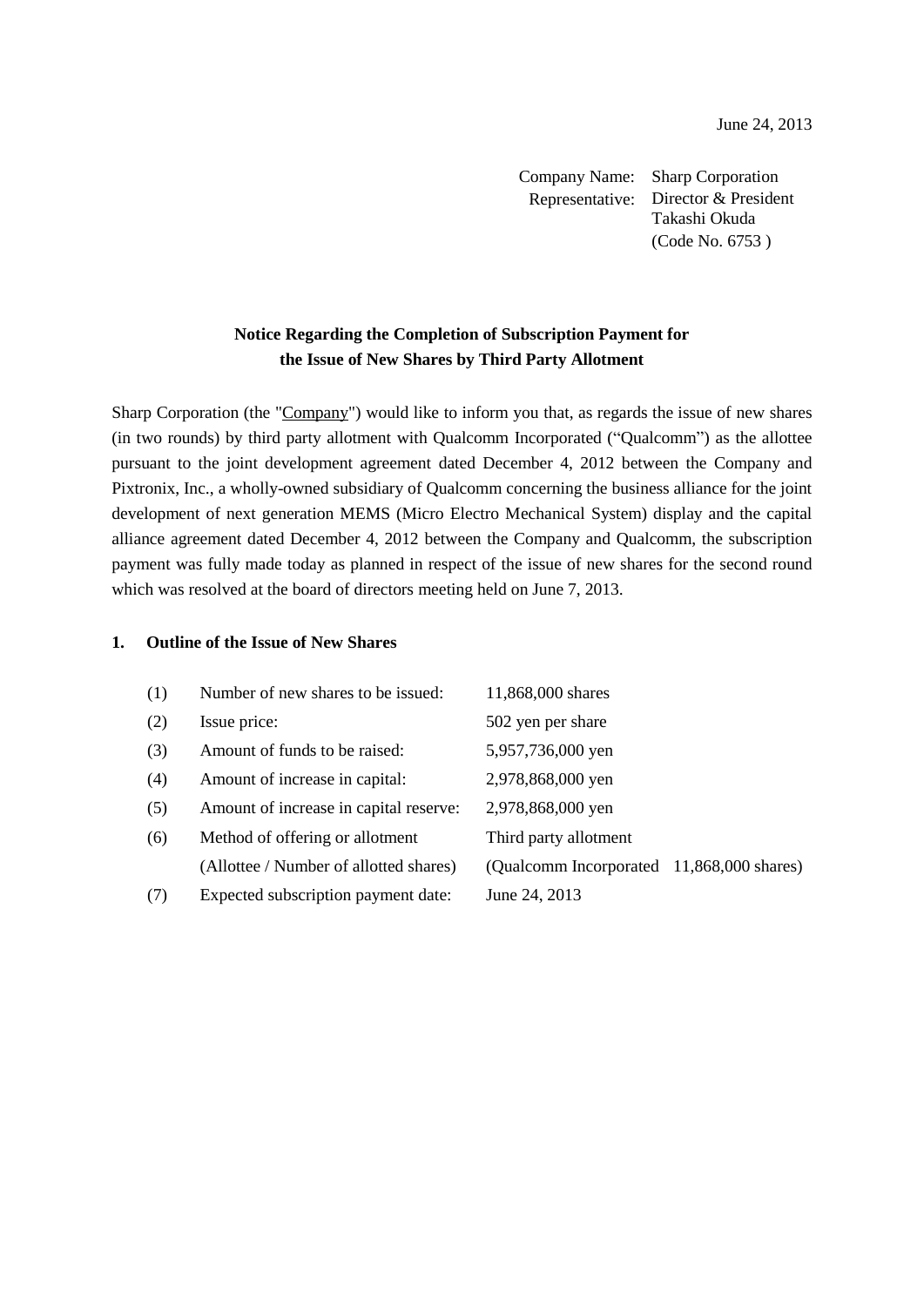June 24, 2013

Company Name: Sharp Corporation
Representative: Director & President
Takashi Okuda
(Code No. 6753 )

**Notice Regarding the Completion of Subscription Payment for the Issue of New Shares by Third Party Allotment**

Sharp Corporation (the "Company") would like to inform you that, as regards the issue of new shares (in two rounds) by third party allotment with Qualcomm Incorporated ("Qualcomm") as the allottee pursuant to the joint development agreement dated December 4, 2012 between the Company and Pixtronix, Inc., a wholly-owned subsidiary of Qualcomm concerning the business alliance for the joint development of next generation MEMS (Micro Electro Mechanical System) display and the capital alliance agreement dated December 4, 2012 between the Company and Qualcomm, the subscription payment was fully made today as planned in respect of the issue of new shares for the second round which was resolved at the board of directors meeting held on June 7, 2013.

**1. Outline of the Issue of New Shares**

| | | |
|---|---|---|
| (1) | Number of new shares to be issued: | 11,868,000 shares |
| (2) | Issue price: | 502 yen per share |
| (3) | Amount of funds to be raised: | 5,957,736,000 yen |
| (4) | Amount of increase in capital: | 2,978,868,000 yen |
| (5) | Amount of increase in capital reserve: | 2,978,868,000 yen |
| (6) | Method of offering or allotment (Allottee / Number of allotted shares) | Third party allotment (Qualcomm Incorporated 11,868,000 shares) |
| (7) | Expected subscription payment date: | June 24, 2013 |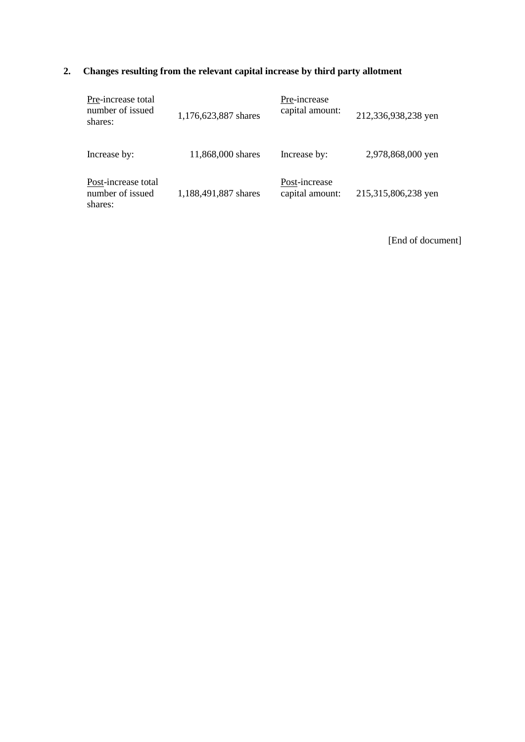## 2. Changes resulting from the relevant capital increase by third party allotment

| | | | |
|---|---|---|---|
| Pre-increase total number of issued shares: | 1,176,623,887 shares | Pre-increase capital amount: | 212,336,938,238 yen |
| Increase by: | 11,868,000 shares | Increase by: | 2,978,868,000 yen |
| Post-increase total number of issued shares: | 1,188,491,887 shares | Post-increase capital amount: | 215,315,806,238 yen |

[End of document]